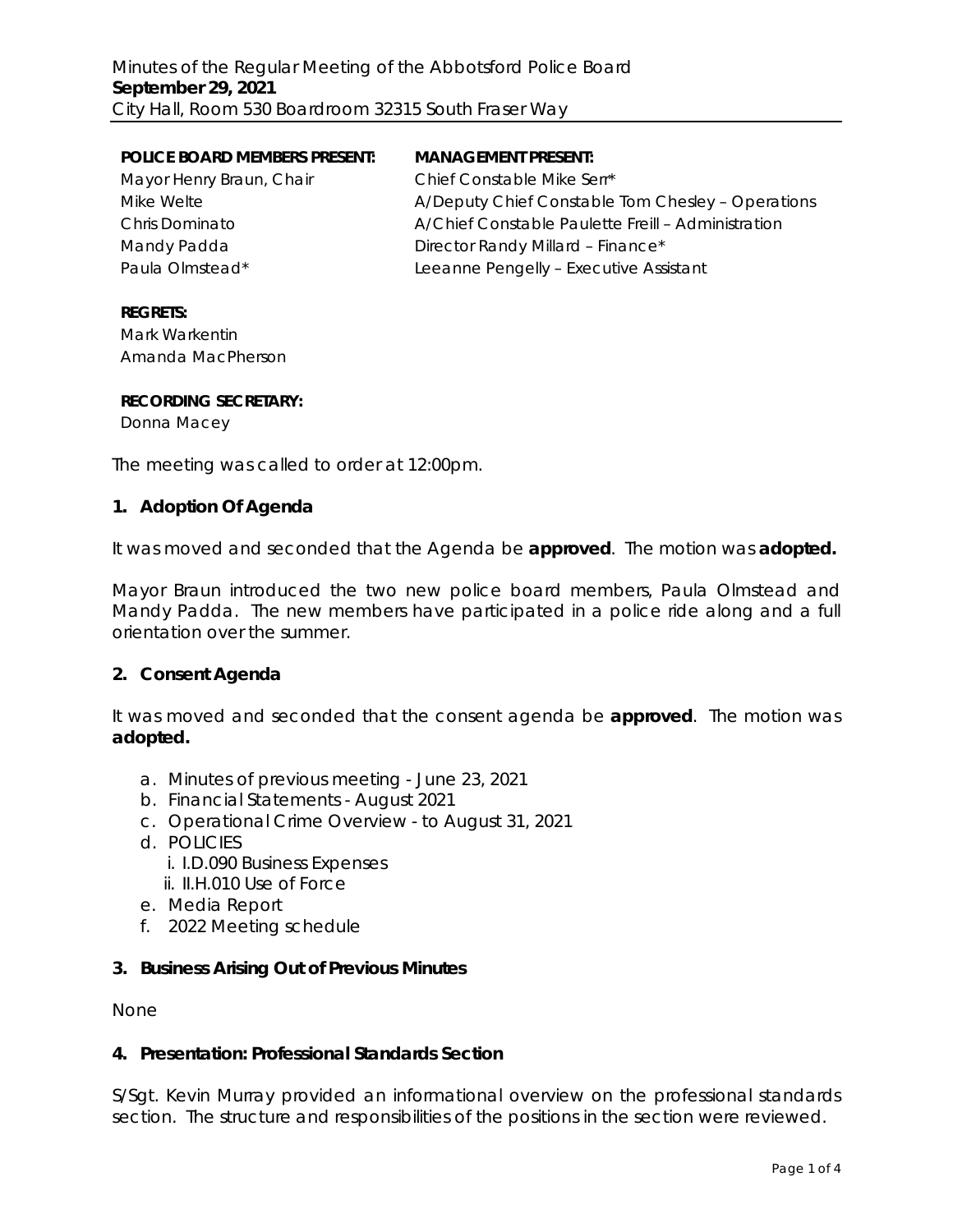Minutes of the Regular Meeting of the Abbotsford Police Board
**September 29, 2021**
City Hall, Room 530 Boardroom 32315 South Fraser Way

| **POLICE BOARD MEMBERS PRESENT:** | **MANAGEMENT PRESENT:** |
| --- | --- |
| Mayor Henry Braun, Chair | Chief Constable Mike Serr* |
| Mike Welte | A/Deputy Chief Constable Tom Chesley – Operations |
| Chris Dominato | A/Chief Constable Paulette Freill – Administration |
| Mandy Padda | Director Randy Millard – Finance* |
| Paula Olmstead* | Leeanne Pengelly – Executive Assistant |

**REGRETS:**
Mark Warkentin
Amanda MacPherson

**RECORDING SECRETARY:**
Donna Macey

The meeting was called to order at 12:00pm.

## 1. Adoption Of Agenda

It was moved and seconded that the Agenda be **approved**. The motion was **adopted.**

Mayor Braun introduced the two new police board members, Paula Olmstead and Mandy Padda. The new members have participated in a police ride along and a full orientation over the summer.

## 2. Consent Agenda

It was moved and seconded that the consent agenda be **approved**. The motion was **adopted.**

a. Minutes of previous meeting - June 23, 2021
b. Financial Statements - August 2021
c. Operational Crime Overview - to August 31, 2021
d. POLICIES
   i. I.D.090 Business Expenses
   ii. II.H.010 Use of Force
e. Media Report
f. 2022 Meeting schedule

## 3. Business Arising Out of Previous Minutes

None

## 4. Presentation: Professional Standards Section

S/Sgt. Kevin Murray provided an informational overview on the professional standards section. The structure and responsibilities of the positions in the section were reviewed.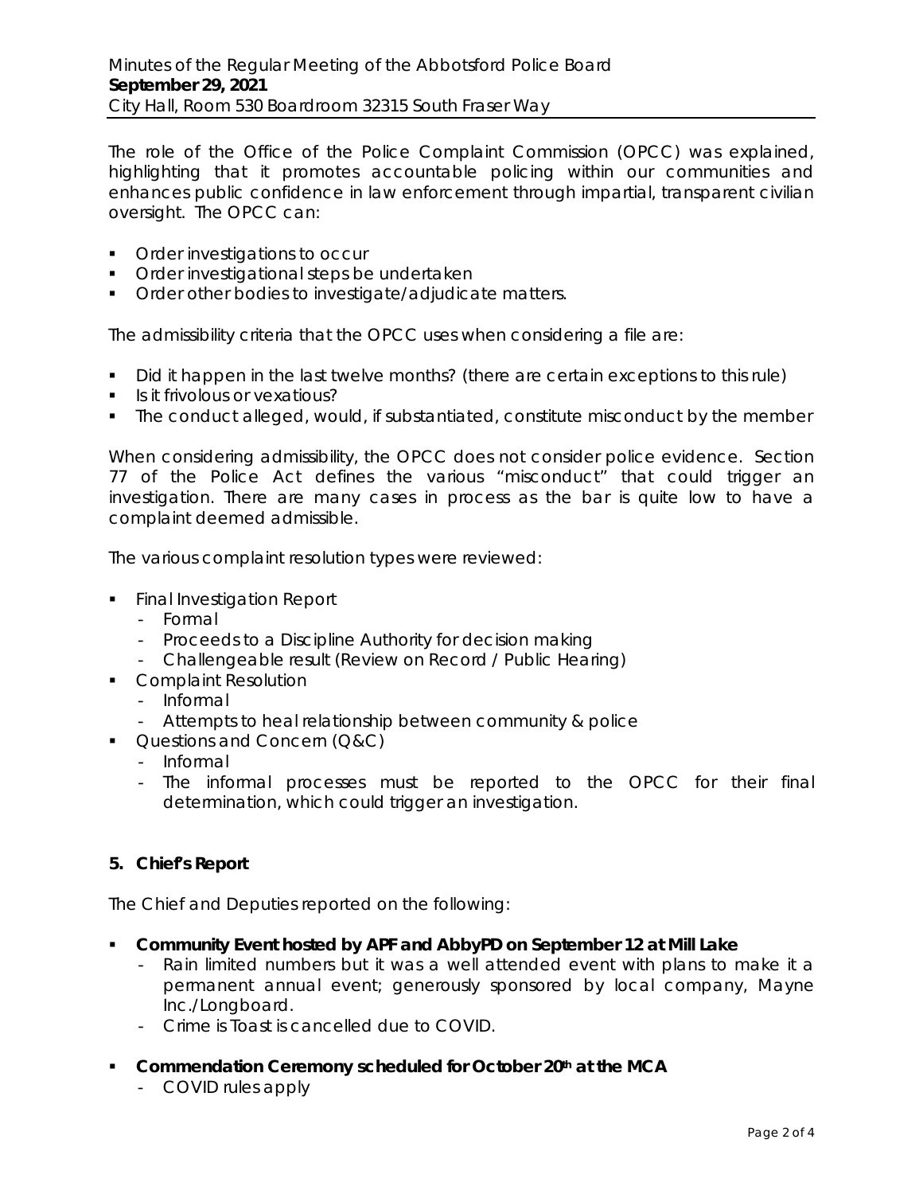The role of the Office of the Police Complaint Commission (OPCC) was explained, highlighting that it promotes accountable policing within our communities and enhances public confidence in law enforcement through impartial, transparent civilian oversight. The OPCC can:

- Order investigations to occur
- Order investigational steps be undertaken
- Order other bodies to investigate/adjudicate matters.

The admissibility criteria that the OPCC uses when considering a file are:

- Did it happen in the last twelve months? (there are certain exceptions to this rule)
- Is it frivolous or vexatious?
- The conduct alleged, would, if substantiated, constitute misconduct by the member

When considering admissibility, the OPCC does not consider police evidence. Section 77 of the Police Act defines the various "misconduct" that could trigger an investigation. There are many cases in process as the bar is quite low to have a complaint deemed admissible.

The various complaint resolution types were reviewed:

- Final Investigation Report
  - Formal
  - Proceeds to a Discipline Authority for decision making
  - Challengeable result (Review on Record / Public Hearing)
- Complaint Resolution
  - Informal
  - Attempts to heal relationship between community & police
- Questions and Concern (Q&C)
  - Informal
  - The informal processes must be reported to the OPCC for their final determination, which could trigger an investigation.

**5. Chief's Report**

The Chief and Deputies reported on the following:

- **Community Event hosted by APF and AbbyPD on September 12 at Mill Lake**
  - Rain limited numbers but it was a well attended event with plans to make it a permanent annual event; generously sponsored by local company, Mayne Inc./Longboard.
  - Crime is Toast is cancelled due to COVID.
- **Commendation Ceremony scheduled for October 20th at the MCA**
  - COVID rules apply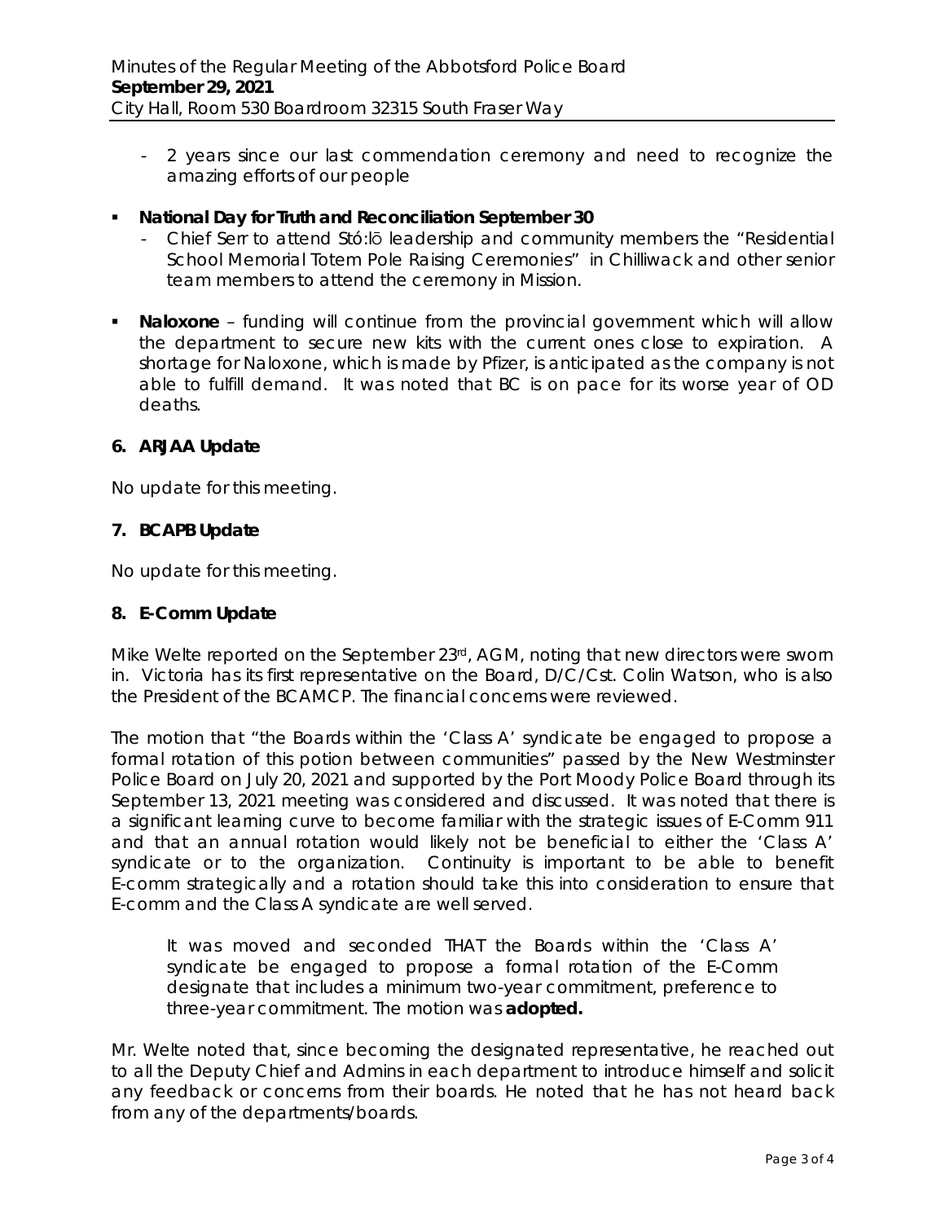- 2 years since our last commendation ceremony and need to recognize the amazing efforts of our people

- **National Day for Truth and Reconciliation September 30**
  - Chief Serr to attend Stó:lō leadership and community members the "Residential School Memorial Totem Pole Raising Ceremonies" in Chilliwack and other senior team members to attend the ceremony in Mission.

- **Naloxone** – funding will continue from the provincial government which will allow the department to secure new kits with the current ones close to expiration. A shortage for Naloxone, which is made by Pfizer, is anticipated as the company is not able to fulfill demand. It was noted that BC is on pace for its worse year of OD deaths.

## 6. ARJAA Update

No update for this meeting.

## 7. BCAPB Update

No update for this meeting.

## 8. E-Comm Update

Mike Welte reported on the September 23rd, AGM, noting that new directors were sworn in. Victoria has its first representative on the Board, D/C/Cst. Colin Watson, who is also the President of the BCAMCP. The financial concerns were reviewed.

The motion that "the Boards within the 'Class A' syndicate be engaged to propose a formal rotation of this potion between communities" passed by the New Westminster Police Board on July 20, 2021 and supported by the Port Moody Police Board through its September 13, 2021 meeting was considered and discussed. It was noted that there is a significant learning curve to become familiar with the strategic issues of E-Comm 911 and that an annual rotation would likely not be beneficial to either the 'Class A' syndicate or to the organization. Continuity is important to be able to benefit E-comm strategically and a rotation should take this into consideration to ensure that E-comm and the Class A syndicate are well served.

> It was moved and seconded THAT the Boards within the 'Class A' syndicate be engaged to propose a formal rotation of the E-Comm designate that includes a minimum two-year commitment, preference to three-year commitment. The motion was **adopted.**

Mr. Welte noted that, since becoming the designated representative, he reached out to all the Deputy Chief and Admins in each department to introduce himself and solicit any feedback or concerns from their boards. He noted that he has not heard back from any of the departments/boards.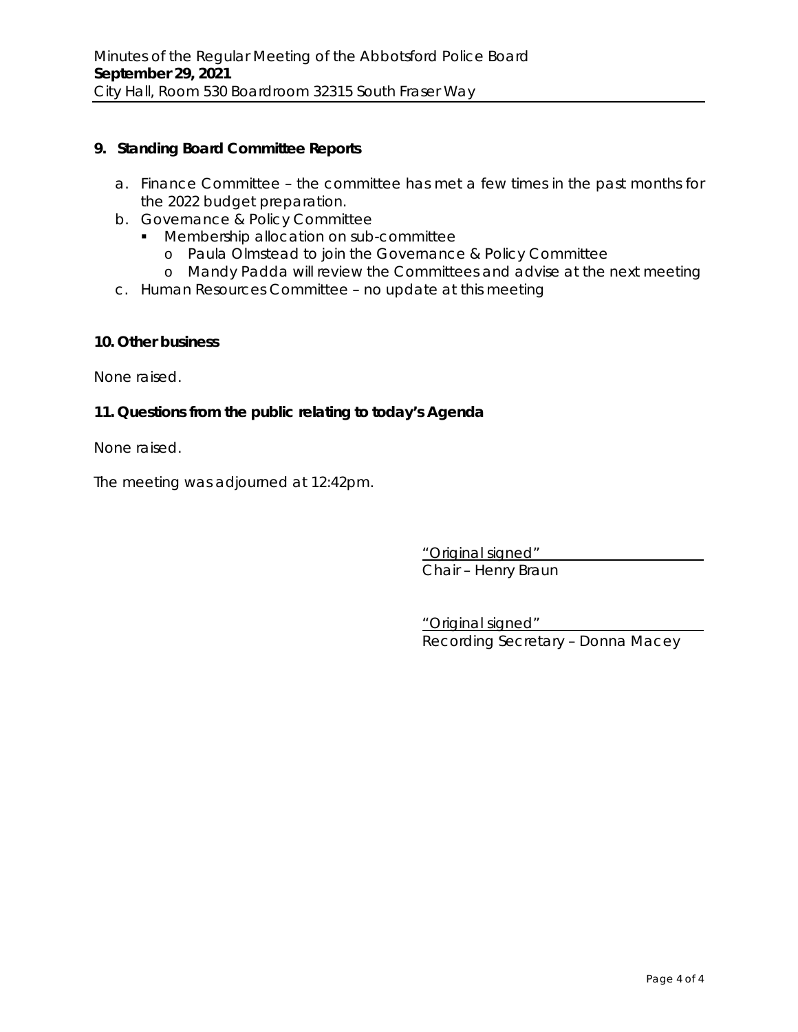## 9. Standing Board Committee Reports

a. Finance Committee – the committee has met a few times in the past months for the 2022 budget preparation.
b. Governance & Policy Committee
   - Membership allocation on sub-committee
     - Paula Olmstead to join the Governance & Policy Committee
     - Mandy Padda will review the Committees and advise at the next meeting
c. Human Resources Committee – no update at this meeting

## 10. Other business

None raised.

## 11. Questions from the public relating to today's Agenda

None raised.

The meeting was adjourned at 12:42pm.

"Original signed"
Chair – Henry Braun

"Original signed"
Recording Secretary – Donna Macey